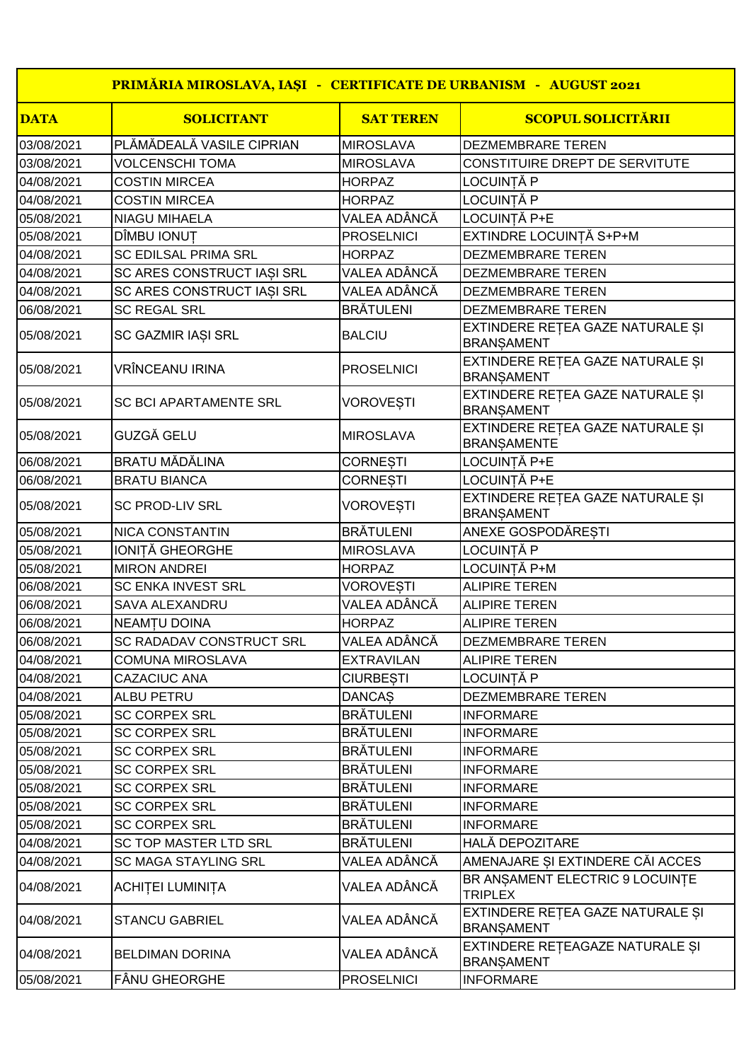| PRIMĂRIA MIROSLAVA, IAȘI - CERTIFICATE DE URBANISM - AUGUST 2021 | | | |
|---|---|---|---|
| **DATA** | **SOLICITANT** | **SAT TEREN** | **SCOPUL SOLICITĂRII** |
| 03/08/2021 | PLĂMĂDEALĂ VASILE CIPRIAN | MIROSLAVA | DEZMEMBRARE TEREN |
| 03/08/2021 | VOLCENSCHI TOMA | MIROSLAVA | CONSTITUIRE DREPT DE SERVITUTE |
| 04/08/2021 | COSTIN MIRCEA | HORPAZ | LOCUINȚĂ P |
| 04/08/2021 | COSTIN MIRCEA | HORPAZ | LOCUINȚĂ P |
| 05/08/2021 | NIAGU MIHAELA | VALEA ADÂNCĂ | LOCUINȚĂ P+E |
| 05/08/2021 | DÎMBU IONUȚ | PROSELNICI | EXTINDRE LOCUINȚĂ S+P+M |
| 04/08/2021 | SC EDILSAL PRIMA SRL | HORPAZ | DEZMEMBRARE TEREN |
| 04/08/2021 | SC ARES CONSTRUCT IAȘI SRL | VALEA ADÂNCĂ | DEZMEMBRARE TEREN |
| 04/08/2021 | SC ARES CONSTRUCT IAȘI SRL | VALEA ADÂNCĂ | DEZMEMBRARE TEREN |
| 06/08/2021 | SC REGAL SRL | BRĂTULENI | DEZMEMBRARE TEREN |
| 05/08/2021 | SC GAZMIR IAȘI SRL | BALCIU | EXTINDERE REȚEA GAZE NATURALE ȘI BRANȘAMENT |
| 05/08/2021 | VRÎNCEANU IRINA | PROSELNICI | EXTINDERE REȚEA GAZE NATURALE ȘI BRANȘAMENT |
| 05/08/2021 | SC BCI APARTAMENTE SRL | VOROVEȘTI | EXTINDERE REȚEA GAZE NATURALE ȘI BRANȘAMENT |
| 05/08/2021 | GUZGĂ GELU | MIROSLAVA | EXTINDERE REȚEA GAZE NATURALE ȘI BRANȘAMENTE |
| 06/08/2021 | BRATU MĂDĂLINA | CORNEȘTI | LOCUINȚĂ P+E |
| 06/08/2021 | BRATU BIANCA | CORNEȘTI | LOCUINȚĂ P+E |
| 05/08/2021 | SC PROD-LIV SRL | VOROVEȘTI | EXTINDERE REȚEA GAZE NATURALE ȘI BRANȘAMENT |
| 05/08/2021 | NICA CONSTANTIN | BRĂTULENI | ANEXE GOSPODĂREȘTI |
| 05/08/2021 | IONIȚĂ GHEORGHE | MIROSLAVA | LOCUINȚĂ P |
| 05/08/2021 | MIRON ANDREI | HORPAZ | LOCUINȚĂ P+M |
| 06/08/2021 | SC ENKA INVEST SRL | VOROVEȘTI | ALIPIRE TEREN |
| 06/08/2021 | SAVA ALEXANDRU | VALEA ADÂNCĂ | ALIPIRE TEREN |
| 06/08/2021 | NEAMȚU DOINA | HORPAZ | ALIPIRE TEREN |
| 06/08/2021 | SC RADADAV CONSTRUCT SRL | VALEA ADÂNCĂ | DEZMEMBRARE TEREN |
| 04/08/2021 | COMUNA MIROSLAVA | EXTRAVILAN | ALIPIRE TEREN |
| 04/08/2021 | CAZACIUC ANA | CIURBEȘTI | LOCUINȚĂ P |
| 04/08/2021 | ALBU PETRU | DANCAȘ | DEZMEMBRARE TEREN |
| 05/08/2021 | SC CORPEX SRL | BRĂTULENI | INFORMARE |
| 05/08/2021 | SC CORPEX SRL | BRĂTULENI | INFORMARE |
| 05/08/2021 | SC CORPEX SRL | BRĂTULENI | INFORMARE |
| 05/08/2021 | SC CORPEX SRL | BRĂTULENI | INFORMARE |
| 05/08/2021 | SC CORPEX SRL | BRĂTULENI | INFORMARE |
| 05/08/2021 | SC CORPEX SRL | BRĂTULENI | INFORMARE |
| 05/08/2021 | SC CORPEX SRL | BRĂTULENI | INFORMARE |
| 04/08/2021 | SC TOP MASTER LTD SRL | BRĂTULENI | HALĂ DEPOZITARE |
| 04/08/2021 | SC MAGA STAYLING SRL | VALEA ADÂNCĂ | AMENAJARE ȘI EXTINDERE CĂI ACCES |
| 04/08/2021 | ACHIȚEI LUMINIȚA | VALEA ADÂNCĂ | BR ANȘAMENT ELECTRIC 9 LOCUINȚE TRIPLEX |
| 04/08/2021 | STANCU GABRIEL | VALEA ADÂNCĂ | EXTINDERE REȚEA GAZE NATURALE ȘI BRANȘAMENT |
| 04/08/2021 | BELDIMAN DORINA | VALEA ADÂNCĂ | EXTINDERE REȚEAGAZE NATURALE ȘI BRANȘAMENT |
| 05/08/2021 | FÂNU GHEORGHE | PROSELNICI | INFORMARE |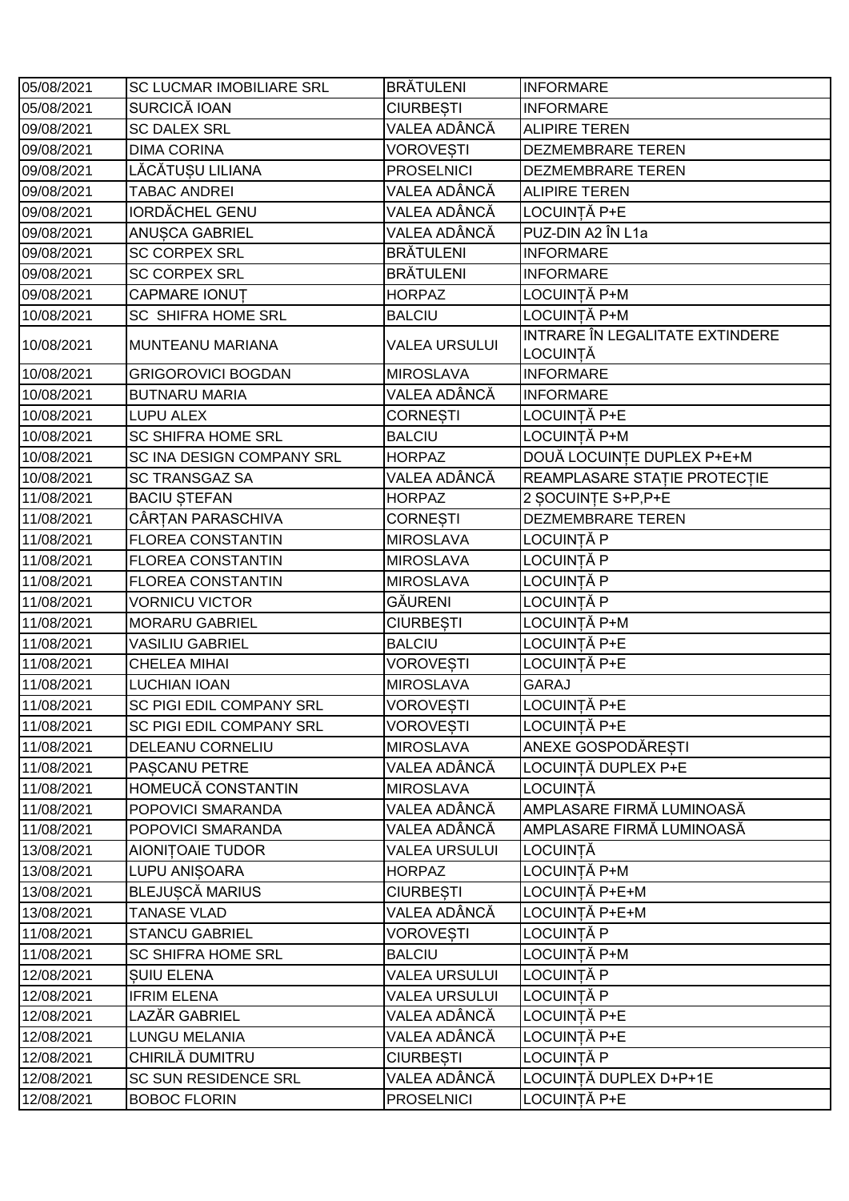| 05/08/2021 | SC LUCMAR IMOBILIARE SRL | BRĂTULENI | INFORMARE |
|---|---|---|---|
| 05/08/2021 | SURCICĂ IOAN | CIURBEȘTI | INFORMARE |
| 09/08/2021 | SC DALEX SRL | VALEA ADÂNCĂ | ALIPIRE TEREN |
| 09/08/2021 | DIMA CORINA | VOROVEȘTI | DEZMEMBRARE TEREN |
| 09/08/2021 | LĂCĂTUȘU LILIANA | PROSELNICI | DEZMEMBRARE TEREN |
| 09/08/2021 | TABAC ANDREI | VALEA ADÂNCĂ | ALIPIRE TEREN |
| 09/08/2021 | IORDĂCHEL GENU | VALEA ADÂNCĂ | LOCUINȚĂ P+E |
| 09/08/2021 | ANUȘCA GABRIEL | VALEA ADÂNCĂ | PUZ-DIN A2 ÎN L1a |
| 09/08/2021 | SC CORPEX SRL | BRĂTULENI | INFORMARE |
| 09/08/2021 | SC CORPEX SRL | BRĂTULENI | INFORMARE |
| 09/08/2021 | CAPMARE IONUȚ | HORPAZ | LOCUINȚĂ P+M |
| 10/08/2021 | SC SHIFRA HOME SRL | BALCIU | LOCUINȚĂ P+M |
| 10/08/2021 | MUNTEANU MARIANA | VALEA URSULUI | INTRARE ÎN LEGALITATE EXTINDERE LOCUINȚĂ |
| 10/08/2021 | GRIGOROVICI BOGDAN | MIROSLAVA | INFORMARE |
| 10/08/2021 | BUTNARU MARIA | VALEA ADÂNCĂ | INFORMARE |
| 10/08/2021 | LUPU ALEX | CORNEȘTI | LOCUINȚĂ P+E |
| 10/08/2021 | SC SHIFRA HOME SRL | BALCIU | LOCUINȚĂ P+M |
| 10/08/2021 | SC INA DESIGN COMPANY SRL | HORPAZ | DOUĂ LOCUINȚE DUPLEX P+E+M |
| 10/08/2021 | SC TRANSGAZ SA | VALEA ADÂNCĂ | REAMPLASARE STAȚIE PROTECȚIE |
| 11/08/2021 | BACIU ȘTEFAN | HORPAZ | 2 ȘOCUINȚE S+P,P+E |
| 11/08/2021 | CÂRȚAN PARASCHIVA | CORNEȘTI | DEZMEMBRARE TEREN |
| 11/08/2021 | FLOREA CONSTANTIN | MIROSLAVA | LOCUINȚĂ P |
| 11/08/2021 | FLOREA CONSTANTIN | MIROSLAVA | LOCUINȚĂ P |
| 11/08/2021 | FLOREA CONSTANTIN | MIROSLAVA | LOCUINȚĂ P |
| 11/08/2021 | VORNICU VICTOR | GĂURENI | LOCUINȚĂ P |
| 11/08/2021 | MORARU GABRIEL | CIURBEȘTI | LOCUINȚĂ P+M |
| 11/08/2021 | VASILIU GABRIEL | BALCIU | LOCUINȚĂ P+E |
| 11/08/2021 | CHELEA MIHAI | VOROVEȘTI | LOCUINȚĂ P+E |
| 11/08/2021 | LUCHIAN IOAN | MIROSLAVA | GARAJ |
| 11/08/2021 | SC PIGI EDIL COMPANY SRL | VOROVEȘTI | LOCUINȚĂ P+E |
| 11/08/2021 | SC PIGI EDIL COMPANY SRL | VOROVEȘTI | LOCUINȚĂ P+E |
| 11/08/2021 | DELEANU CORNELIU | MIROSLAVA | ANEXE GOSPODĂREȘTI |
| 11/08/2021 | PAȘCANU PETRE | VALEA ADÂNCĂ | LOCUINȚĂ DUPLEX P+E |
| 11/08/2021 | HOMEUCĂ CONSTANTIN | MIROSLAVA | LOCUINȚĂ |
| 11/08/2021 | POPOVICI SMARANDA | VALEA ADÂNCĂ | AMPLASARE FIRMĂ LUMINOASĂ |
| 11/08/2021 | POPOVICI SMARANDA | VALEA ADÂNCĂ | AMPLASARE FIRMĂ LUMINOASĂ |
| 13/08/2021 | AIONIȚOAIE TUDOR | VALEA URSULUI | LOCUINȚĂ |
| 13/08/2021 | LUPU ANIȘOARA | HORPAZ | LOCUINȚĂ P+M |
| 13/08/2021 | BLEJUȘCĂ MARIUS | CIURBEȘTI | LOCUINȚĂ P+E+M |
| 13/08/2021 | TANASE VLAD | VALEA ADÂNCĂ | LOCUINȚĂ P+E+M |
| 11/08/2021 | STANCU GABRIEL | VOROVEȘTI | LOCUINȚĂ P |
| 11/08/2021 | SC SHIFRA HOME SRL | BALCIU | LOCUINȚĂ P+M |
| 12/08/2021 | ȘUIU ELENA | VALEA URSULUI | LOCUINȚĂ P |
| 12/08/2021 | IFRIM ELENA | VALEA URSULUI | LOCUINȚĂ P |
| 12/08/2021 | LAZĂR GABRIEL | VALEA ADÂNCĂ | LOCUINȚĂ P+E |
| 12/08/2021 | LUNGU MELANIA | VALEA ADÂNCĂ | LOCUINȚĂ P+E |
| 12/08/2021 | CHIRILĂ DUMITRU | CIURBEȘTI | LOCUINȚĂ P |
| 12/08/2021 | SC SUN RESIDENCE SRL | VALEA ADÂNCĂ | LOCUINȚĂ DUPLEX D+P+1E |
| 12/08/2021 | BOBOC FLORIN | PROSELNICI | LOCUINȚĂ P+E |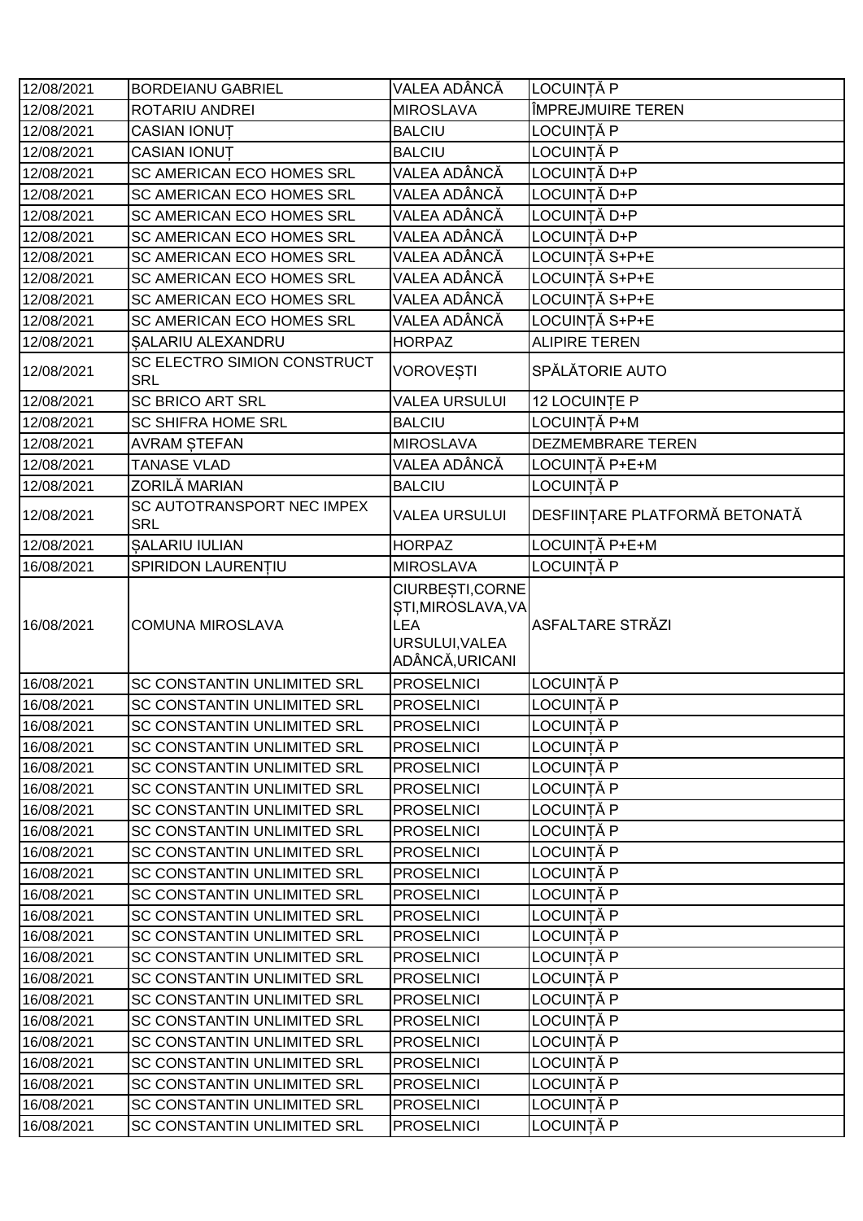| 12/08/2021 | BORDEIANU GABRIEL | VALEA ADÂNCĂ | LOCUINȚĂ P |
|---|---|---|---|
| 12/08/2021 | ROTARIU ANDREI | MIROSLAVA | ÎMPREJMUIRE TEREN |
| 12/08/2021 | CASIAN IONUȚ | BALCIU | LOCUINȚĂ P |
| 12/08/2021 | CASIAN IONUȚ | BALCIU | LOCUINȚĂ P |
| 12/08/2021 | SC AMERICAN ECO HOMES SRL | VALEA ADÂNCĂ | LOCUINȚĂ D+P |
| 12/08/2021 | SC AMERICAN ECO HOMES SRL | VALEA ADÂNCĂ | LOCUINȚĂ D+P |
| 12/08/2021 | SC AMERICAN ECO HOMES SRL | VALEA ADÂNCĂ | LOCUINȚĂ D+P |
| 12/08/2021 | SC AMERICAN ECO HOMES SRL | VALEA ADÂNCĂ | LOCUINȚĂ D+P |
| 12/08/2021 | SC AMERICAN ECO HOMES SRL | VALEA ADÂNCĂ | LOCUINȚĂ S+P+E |
| 12/08/2021 | SC AMERICAN ECO HOMES SRL | VALEA ADÂNCĂ | LOCUINȚĂ S+P+E |
| 12/08/2021 | SC AMERICAN ECO HOMES SRL | VALEA ADÂNCĂ | LOCUINȚĂ S+P+E |
| 12/08/2021 | SC AMERICAN ECO HOMES SRL | VALEA ADÂNCĂ | LOCUINȚĂ S+P+E |
| 12/08/2021 | ȘALARIU ALEXANDRU | HORPAZ | ALIPIRE TEREN |
| 12/08/2021 | SC ELECTRO SIMION CONSTRUCT SRL | VOROVEȘTI | SPĂLĂTORIE AUTO |
| 12/08/2021 | SC BRICO ART SRL | VALEA URSULUI | 12 LOCUINȚE P |
| 12/08/2021 | SC SHIFRA HOME SRL | BALCIU | LOCUINȚĂ P+M |
| 12/08/2021 | AVRAM ȘTEFAN | MIROSLAVA | DEZMEMBRARE TEREN |
| 12/08/2021 | TANASE VLAD | VALEA ADÂNCĂ | LOCUINȚĂ P+E+M |
| 12/08/2021 | ZORILĂ MARIAN | BALCIU | LOCUINȚĂ P |
| 12/08/2021 | SC AUTOTRANSPORT NEC IMPEX SRL | VALEA URSULUI | DESFIINȚARE PLATFORMĂ BETONATĂ |
| 12/08/2021 | ȘALARIU IULIAN | HORPAZ | LOCUINȚĂ P+E+M |
| 16/08/2021 | SPIRIDON LAURENȚIU | MIROSLAVA | LOCUINȚĂ P |
| 16/08/2021 | COMUNA MIROSLAVA | CIURBEȘTI,CORNEȘTI,MIROSLAVA,VALEA URSULUI,VALEA ADÂNCĂ,URICANI | ASFALTARE STRĂZI |
| 16/08/2021 | SC CONSTANTIN UNLIMITED SRL | PROSELNICI | LOCUINȚĂ P |
| 16/08/2021 | SC CONSTANTIN UNLIMITED SRL | PROSELNICI | LOCUINȚĂ P |
| 16/08/2021 | SC CONSTANTIN UNLIMITED SRL | PROSELNICI | LOCUINȚĂ P |
| 16/08/2021 | SC CONSTANTIN UNLIMITED SRL | PROSELNICI | LOCUINȚĂ P |
| 16/08/2021 | SC CONSTANTIN UNLIMITED SRL | PROSELNICI | LOCUINȚĂ P |
| 16/08/2021 | SC CONSTANTIN UNLIMITED SRL | PROSELNICI | LOCUINȚĂ P |
| 16/08/2021 | SC CONSTANTIN UNLIMITED SRL | PROSELNICI | LOCUINȚĂ P |
| 16/08/2021 | SC CONSTANTIN UNLIMITED SRL | PROSELNICI | LOCUINȚĂ P |
| 16/08/2021 | SC CONSTANTIN UNLIMITED SRL | PROSELNICI | LOCUINȚĂ P |
| 16/08/2021 | SC CONSTANTIN UNLIMITED SRL | PROSELNICI | LOCUINȚĂ P |
| 16/08/2021 | SC CONSTANTIN UNLIMITED SRL | PROSELNICI | LOCUINȚĂ P |
| 16/08/2021 | SC CONSTANTIN UNLIMITED SRL | PROSELNICI | LOCUINȚĂ P |
| 16/08/2021 | SC CONSTANTIN UNLIMITED SRL | PROSELNICI | LOCUINȚĂ P |
| 16/08/2021 | SC CONSTANTIN UNLIMITED SRL | PROSELNICI | LOCUINȚĂ P |
| 16/08/2021 | SC CONSTANTIN UNLIMITED SRL | PROSELNICI | LOCUINȚĂ P |
| 16/08/2021 | SC CONSTANTIN UNLIMITED SRL | PROSELNICI | LOCUINȚĂ P |
| 16/08/2021 | SC CONSTANTIN UNLIMITED SRL | PROSELNICI | LOCUINȚĂ P |
| 16/08/2021 | SC CONSTANTIN UNLIMITED SRL | PROSELNICI | LOCUINȚĂ P |
| 16/08/2021 | SC CONSTANTIN UNLIMITED SRL | PROSELNICI | LOCUINȚĂ P |
| 16/08/2021 | SC CONSTANTIN UNLIMITED SRL | PROSELNICI | LOCUINȚĂ P |
| 16/08/2021 | SC CONSTANTIN UNLIMITED SRL | PROSELNICI | LOCUINȚĂ P |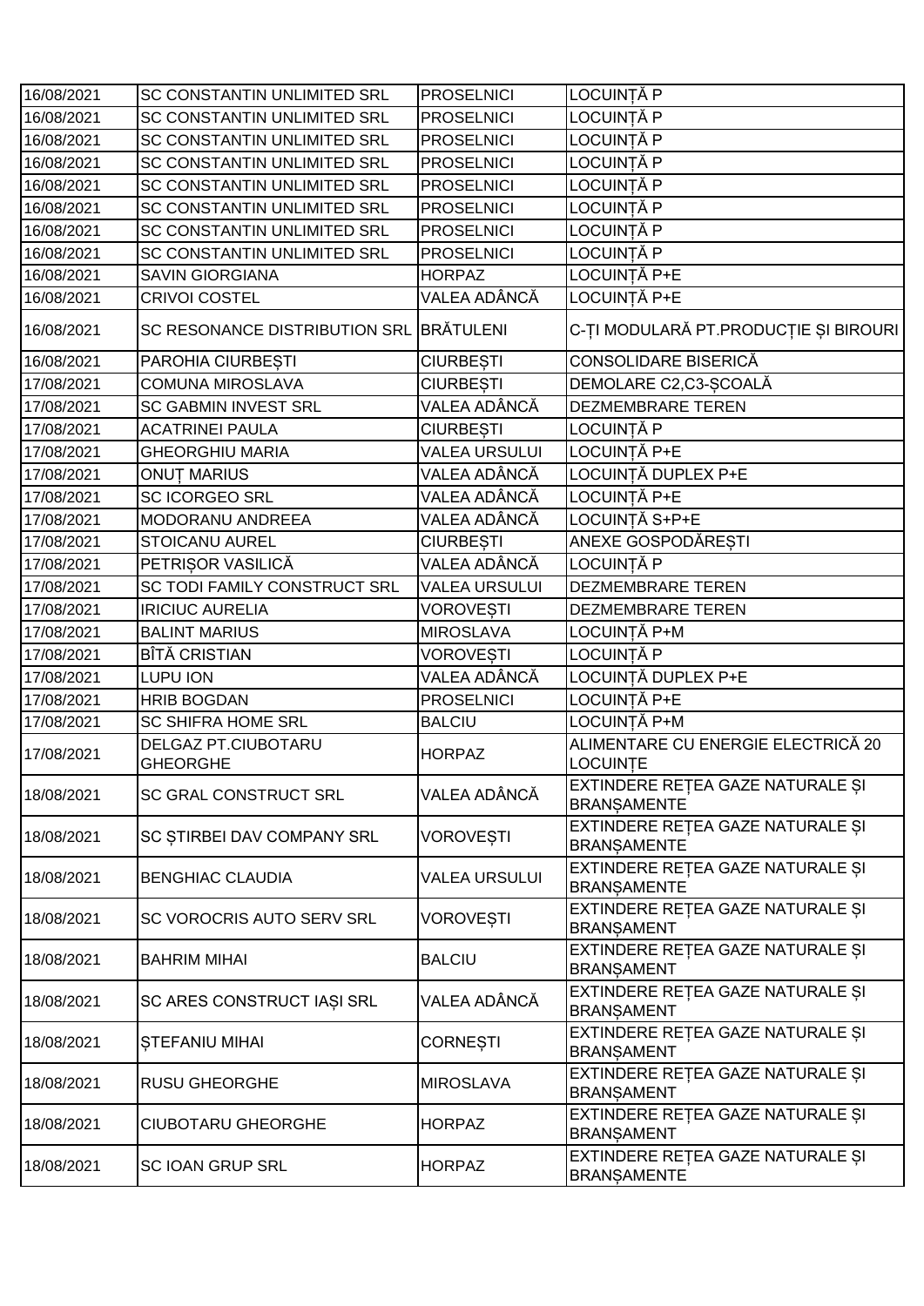| | | | |
|---|---|---|---|
| 16/08/2021 | SC CONSTANTIN UNLIMITED SRL | PROSELNICI | LOCUINȚĂ P |
| 16/08/2021 | SC CONSTANTIN UNLIMITED SRL | PROSELNICI | LOCUINȚĂ P |
| 16/08/2021 | SC CONSTANTIN UNLIMITED SRL | PROSELNICI | LOCUINȚĂ P |
| 16/08/2021 | SC CONSTANTIN UNLIMITED SRL | PROSELNICI | LOCUINȚĂ P |
| 16/08/2021 | SC CONSTANTIN UNLIMITED SRL | PROSELNICI | LOCUINȚĂ P |
| 16/08/2021 | SC CONSTANTIN UNLIMITED SRL | PROSELNICI | LOCUINȚĂ P |
| 16/08/2021 | SC CONSTANTIN UNLIMITED SRL | PROSELNICI | LOCUINȚĂ P |
| 16/08/2021 | SC CONSTANTIN UNLIMITED SRL | PROSELNICI | LOCUINȚĂ P |
| 16/08/2021 | SAVIN GIORGIANA | HORPAZ | LOCUINȚĂ P+E |
| 16/08/2021 | CRIVOI COSTEL | VALEA ADÂNCĂ | LOCUINȚĂ P+E |
| 16/08/2021 | SC RESONANCE DISTRIBUTION SRL | BRĂTULENI | C-ȚI MODULARĂ PT.PRODUCȚIE ȘI BIROURI |
| 16/08/2021 | PAROHIA CIURBEȘTI | CIURBEȘTI | CONSOLIDARE BISERICĂ |
| 17/08/2021 | COMUNA MIROSLAVA | CIURBEȘTI | DEMOLARE C2,C3-ȘCOALĂ |
| 17/08/2021 | SC GABMIN INVEST SRL | VALEA ADÂNCĂ | DEZMEMBRARE TEREN |
| 17/08/2021 | ACATRINEI PAULA | CIURBEȘTI | LOCUINȚĂ P |
| 17/08/2021 | GHEORGHIU MARIA | VALEA URSULUI | LOCUINȚĂ P+E |
| 17/08/2021 | ONUȚ MARIUS | VALEA ADÂNCĂ | LOCUINȚĂ DUPLEX P+E |
| 17/08/2021 | SC ICORGEO SRL | VALEA ADÂNCĂ | LOCUINȚĂ P+E |
| 17/08/2021 | MODORANU ANDREEA | VALEA ADÂNCĂ | LOCUINȚĂ S+P+E |
| 17/08/2021 | STOICANU AUREL | CIURBEȘTI | ANEXE GOSPODĂREȘTI |
| 17/08/2021 | PETRIȘOR VASILICĂ | VALEA ADÂNCĂ | LOCUINȚĂ P |
| 17/08/2021 | SC TODI FAMILY CONSTRUCT SRL | VALEA URSULUI | DEZMEMBRARE TEREN |
| 17/08/2021 | IRICIUC AURELIA | VOROVEȘTI | DEZMEMBRARE TEREN |
| 17/08/2021 | BALINT MARIUS | MIROSLAVA | LOCUINȚĂ P+M |
| 17/08/2021 | BÎTĂ CRISTIAN | VOROVEȘTI | LOCUINȚĂ P |
| 17/08/2021 | LUPU ION | VALEA ADÂNCĂ | LOCUINȚĂ DUPLEX P+E |
| 17/08/2021 | HRIB BOGDAN | PROSELNICI | LOCUINȚĂ P+E |
| 17/08/2021 | SC SHIFRA HOME SRL | BALCIU | LOCUINȚĂ P+M |
| 17/08/2021 | DELGAZ PT.CIUBOTARU GHEORGHE | HORPAZ | ALIMENTARE CU ENERGIE ELECTRICĂ 20 LOCUINȚE |
| 18/08/2021 | SC GRAL CONSTRUCT SRL | VALEA ADÂNCĂ | EXTINDERE REȚEA GAZE NATURALE ȘI BRANȘAMENTE |
| 18/08/2021 | SC ȘTIRBEI DAV COMPANY SRL | VOROVEȘTI | EXTINDERE REȚEA GAZE NATURALE ȘI BRANȘAMENTE |
| 18/08/2021 | BENGHIAC CLAUDIA | VALEA URSULUI | EXTINDERE REȚEA GAZE NATURALE ȘI BRANȘAMENTE |
| 18/08/2021 | SC VOROCRIS AUTO SERV SRL | VOROVEȘTI | EXTINDERE REȚEA GAZE NATURALE ȘI BRANȘAMENT |
| 18/08/2021 | BAHRIM MIHAI | BALCIU | EXTINDERE REȚEA GAZE NATURALE ȘI BRANȘAMENT |
| 18/08/2021 | SC ARES CONSTRUCT IAȘI SRL | VALEA ADÂNCĂ | EXTINDERE REȚEA GAZE NATURALE ȘI BRANȘAMENT |
| 18/08/2021 | ȘTEFANIU MIHAI | CORNEȘTI | EXTINDERE REȚEA GAZE NATURALE ȘI BRANȘAMENT |
| 18/08/2021 | RUSU GHEORGHE | MIROSLAVA | EXTINDERE REȚEA GAZE NATURALE ȘI BRANȘAMENT |
| 18/08/2021 | CIUBOTARU GHEORGHE | HORPAZ | EXTINDERE REȚEA GAZE NATURALE ȘI BRANȘAMENT |
| 18/08/2021 | SC IOAN GRUP SRL | HORPAZ | EXTINDERE REȚEA GAZE NATURALE ȘI BRANȘAMENTE |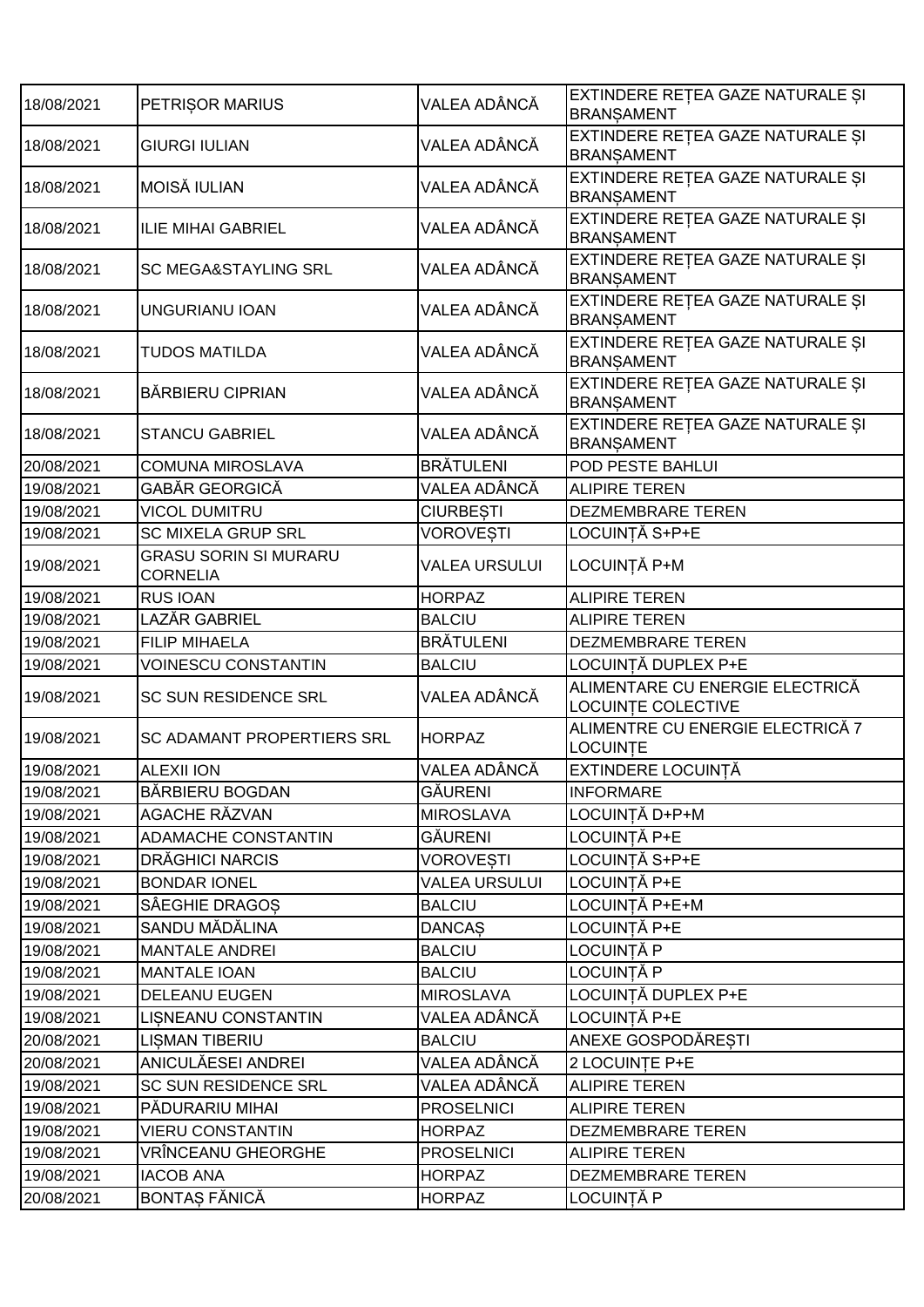| 18/08/2021 | PETRIȘOR MARIUS | VALEA ADÂNCĂ | EXTINDERE REȚEA GAZE NATURALE ȘI BRANȘAMENT |
|---|---|---|---|
| 18/08/2021 | GIURGI IULIAN | VALEA ADÂNCĂ | EXTINDERE REȚEA GAZE NATURALE ȘI BRANȘAMENT |
| 18/08/2021 | MOISĂ IULIAN | VALEA ADÂNCĂ | EXTINDERE REȚEA GAZE NATURALE ȘI BRANȘAMENT |
| 18/08/2021 | ILIE MIHAI GABRIEL | VALEA ADÂNCĂ | EXTINDERE REȚEA GAZE NATURALE ȘI BRANȘAMENT |
| 18/08/2021 | SC MEGA&STAYLING SRL | VALEA ADÂNCĂ | EXTINDERE REȚEA GAZE NATURALE ȘI BRANȘAMENT |
| 18/08/2021 | UNGURIANU IOAN | VALEA ADÂNCĂ | EXTINDERE REȚEA GAZE NATURALE ȘI BRANȘAMENT |
| 18/08/2021 | TUDOS MATILDA | VALEA ADÂNCĂ | EXTINDERE REȚEA GAZE NATURALE ȘI BRANȘAMENT |
| 18/08/2021 | BĂRBIERU CIPRIAN | VALEA ADÂNCĂ | EXTINDERE REȚEA GAZE NATURALE ȘI BRANȘAMENT |
| 18/08/2021 | STANCU GABRIEL | VALEA ADÂNCĂ | EXTINDERE REȚEA GAZE NATURALE ȘI BRANȘAMENT |
| 20/08/2021 | COMUNA MIROSLAVA | BRĂTULENI | POD PESTE BAHLUI |
| 19/08/2021 | GABĂR GEORGICĂ | VALEA ADÂNCĂ | ALIPIRE TEREN |
| 19/08/2021 | VICOL DUMITRU | CIURBEȘTI | DEZMEMBRARE TEREN |
| 19/08/2021 | SC MIXELA GRUP SRL | VOROVEȘTI | LOCUINȚĂ S+P+E |
| 19/08/2021 | GRASU SORIN SI MURARU CORNELIA | VALEA URSULUI | LOCUINȚĂ P+M |
| 19/08/2021 | RUS IOAN | HORPAZ | ALIPIRE TEREN |
| 19/08/2021 | LAZĂR GABRIEL | BALCIU | ALIPIRE TEREN |
| 19/08/2021 | FILIP MIHAELA | BRĂTULENI | DEZMEMBRARE TEREN |
| 19/08/2021 | VOINESCU CONSTANTIN | BALCIU | LOCUINȚĂ DUPLEX P+E |
| 19/08/2021 | SC SUN RESIDENCE SRL | VALEA ADÂNCĂ | ALIMENTARE CU ENERGIE ELECTRICĂ LOCUINȚE COLECTIVE |
| 19/08/2021 | SC ADAMANT PROPERTIERS SRL | HORPAZ | ALIMENTRE CU ENERGIE ELECTRICĂ 7 LOCUINȚE |
| 19/08/2021 | ALEXII ION | VALEA ADÂNCĂ | EXTINDERE LOCUINȚĂ |
| 19/08/2021 | BĂRBIERU BOGDAN | GĂURENI | INFORMARE |
| 19/08/2021 | AGACHE RĂZVAN | MIROSLAVA | LOCUINȚĂ D+P+M |
| 19/08/2021 | ADAMACHE CONSTANTIN | GĂURENI | LOCUINȚĂ P+E |
| 19/08/2021 | DRĂGHICI NARCIS | VOROVEȘTI | LOCUINȚĂ S+P+E |
| 19/08/2021 | BONDAR IONEL | VALEA URSULUI | LOCUINȚĂ P+E |
| 19/08/2021 | SÂEGHIE DRAGOȘ | BALCIU | LOCUINȚĂ P+E+M |
| 19/08/2021 | SANDU MĂDĂLINA | DANCAȘ | LOCUINȚĂ P+E |
| 19/08/2021 | MANTALE ANDREI | BALCIU | LOCUINȚĂ P |
| 19/08/2021 | MANTALE IOAN | BALCIU | LOCUINȚĂ P |
| 19/08/2021 | DELEANU EUGEN | MIROSLAVA | LOCUINȚĂ DUPLEX P+E |
| 19/08/2021 | LIȘNEANU CONSTANTIN | VALEA ADÂNCĂ | LOCUINȚĂ P+E |
| 20/08/2021 | LIȘMAN TIBERIU | BALCIU | ANEXE GOSPODĂREȘTI |
| 20/08/2021 | ANICULĂESEI ANDREI | VALEA ADÂNCĂ | 2 LOCUINȚE P+E |
| 19/08/2021 | SC SUN RESIDENCE SRL | VALEA ADÂNCĂ | ALIPIRE TEREN |
| 19/08/2021 | PĂDURARIU MIHAI | PROSELNICI | ALIPIRE TEREN |
| 19/08/2021 | VIERU CONSTANTIN | HORPAZ | DEZMEMBRARE TEREN |
| 19/08/2021 | VRÎNCEANU GHEORGHE | PROSELNICI | ALIPIRE TEREN |
| 19/08/2021 | IACOB ANA | HORPAZ | DEZMEMBRARE TEREN |
| 20/08/2021 | BONTAȘ FĂNICĂ | HORPAZ | LOCUINȚĂ P |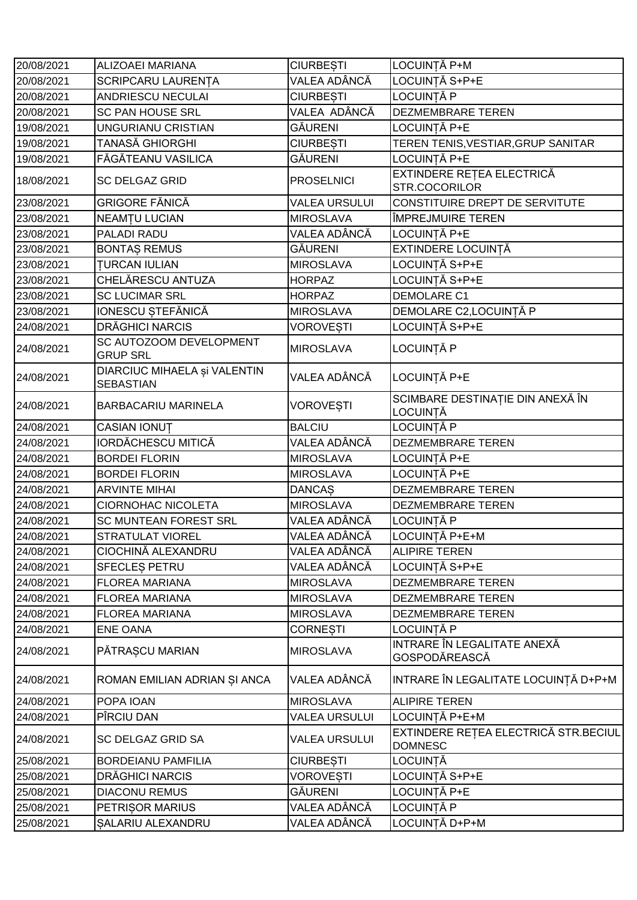| 20/08/2021 | ALIZOAEI MARIANA | CIURBEȘTI | LOCUINȚĂ P+M |
|---|---|---|---|
| 20/08/2021 | SCRIPCARU LAURENȚA | VALEA ADÂNCĂ | LOCUINȚĂ S+P+E |
| 20/08/2021 | ANDRIESCU NECULAI | CIURBEȘTI | LOCUINȚĂ P |
| 20/08/2021 | SC PAN HOUSE SRL | VALEA ADÂNCĂ | DEZMEMBRARE TEREN |
| 19/08/2021 | UNGURIANU CRISTIAN | GĂURENI | LOCUINȚĂ P+E |
| 19/08/2021 | TANASĂ GHIORGHI | CIURBEȘTI | TEREN TENIS,VESTIAR,GRUP SANITAR |
| 19/08/2021 | FĂGĂTEANU VASILICA | GĂURENI | LOCUINȚĂ P+E |
| 18/08/2021 | SC DELGAZ GRID | PROSELNICI | EXTINDERE REȚEA ELECTRICĂ STR.COCORILOR |
| 23/08/2021 | GRIGORE FĂNICĂ | VALEA URSULUI | CONSTITUIRE DREPT DE SERVITUTE |
| 23/08/2021 | NEAMȚU LUCIAN | MIROSLAVA | ÎMPREJMUIRE TEREN |
| 23/08/2021 | PALADI RADU | VALEA ADÂNCĂ | LOCUINȚĂ P+E |
| 23/08/2021 | BONTAȘ REMUS | GĂURENI | EXTINDERE LOCUINȚĂ |
| 23/08/2021 | ȚURCAN IULIAN | MIROSLAVA | LOCUINȚĂ S+P+E |
| 23/08/2021 | CHELĂRESCU ANTUZA | HORPAZ | LOCUINȚĂ S+P+E |
| 23/08/2021 | SC LUCIMAR SRL | HORPAZ | DEMOLARE C1 |
| 23/08/2021 | IONESCU ȘTEFĂNICĂ | MIROSLAVA | DEMOLARE C2,LOCUINȚĂ P |
| 24/08/2021 | DRĂGHICI NARCIS | VOROVEȘTI | LOCUINȚĂ S+P+E |
| 24/08/2021 | SC AUTOZOOM DEVELOPMENT GRUP SRL | MIROSLAVA | LOCUINȚĂ P |
| 24/08/2021 | DIARCIUC MIHAELA și VALENTIN SEBASTIAN | VALEA ADÂNCĂ | LOCUINȚĂ P+E |
| 24/08/2021 | BARBACARIU MARINELA | VOROVEȘTI | SCIMBARE DESTINAȚIE DIN ANEXĂ ÎN LOCUINȚĂ |
| 24/08/2021 | CASIAN IONUȚ | BALCIU | LOCUINȚĂ P |
| 24/08/2021 | IORDĂCHESCU MITICĂ | VALEA ADÂNCĂ | DEZMEMBRARE TEREN |
| 24/08/2021 | BORDEI FLORIN | MIROSLAVA | LOCUINȚĂ P+E |
| 24/08/2021 | BORDEI FLORIN | MIROSLAVA | LOCUINȚĂ P+E |
| 24/08/2021 | ARVINTE MIHAI | DANCAȘ | DEZMEMBRARE TEREN |
| 24/08/2021 | CIORNOHAC NICOLETA | MIROSLAVA | DEZMEMBRARE TEREN |
| 24/08/2021 | SC MUNTEAN FOREST SRL | VALEA ADÂNCĂ | LOCUINȚĂ P |
| 24/08/2021 | STRATULAT VIOREL | VALEA ADÂNCĂ | LOCUINȚĂ P+E+M |
| 24/08/2021 | CIOCHINĂ ALEXANDRU | VALEA ADÂNCĂ | ALIPIRE TEREN |
| 24/08/2021 | SFECLEȘ PETRU | VALEA ADÂNCĂ | LOCUINȚĂ S+P+E |
| 24/08/2021 | FLOREA MARIANA | MIROSLAVA | DEZMEMBRARE TEREN |
| 24/08/2021 | FLOREA MARIANA | MIROSLAVA | DEZMEMBRARE TEREN |
| 24/08/2021 | FLOREA MARIANA | MIROSLAVA | DEZMEMBRARE TEREN |
| 24/08/2021 | ENE OANA | CORNEȘTI | LOCUINȚĂ P |
| 24/08/2021 | PĂTRAȘCU MARIAN | MIROSLAVA | INTRARE ÎN LEGALITATE ANEXĂ GOSPODĂREASCĂ |
| 24/08/2021 | ROMAN EMILIAN ADRIAN ȘI ANCA | VALEA ADÂNCĂ | INTRARE ÎN LEGALITATE LOCUINȚĂ D+P+M |
| 24/08/2021 | POPA IOAN | MIROSLAVA | ALIPIRE TEREN |
| 24/08/2021 | PÎRCIU DAN | VALEA URSULUI | LOCUINȚĂ P+E+M |
| 24/08/2021 | SC DELGAZ GRID SA | VALEA URSULUI | EXTINDERE REȚEA ELECTRICĂ STR.BECIUL DOMNESC |
| 25/08/2021 | BORDEIANU PAMFILIA | CIURBEȘTI | LOCUINȚĂ |
| 25/08/2021 | DRĂGHICI NARCIS | VOROVEȘTI | LOCUINȚĂ S+P+E |
| 25/08/2021 | DIACONU REMUS | GĂURENI | LOCUINȚĂ P+E |
| 25/08/2021 | PETRIȘOR MARIUS | VALEA ADÂNCĂ | LOCUINȚĂ P |
| 25/08/2021 | ȘALARIU ALEXANDRU | VALEA ADÂNCĂ | LOCUINȚĂ D+P+M |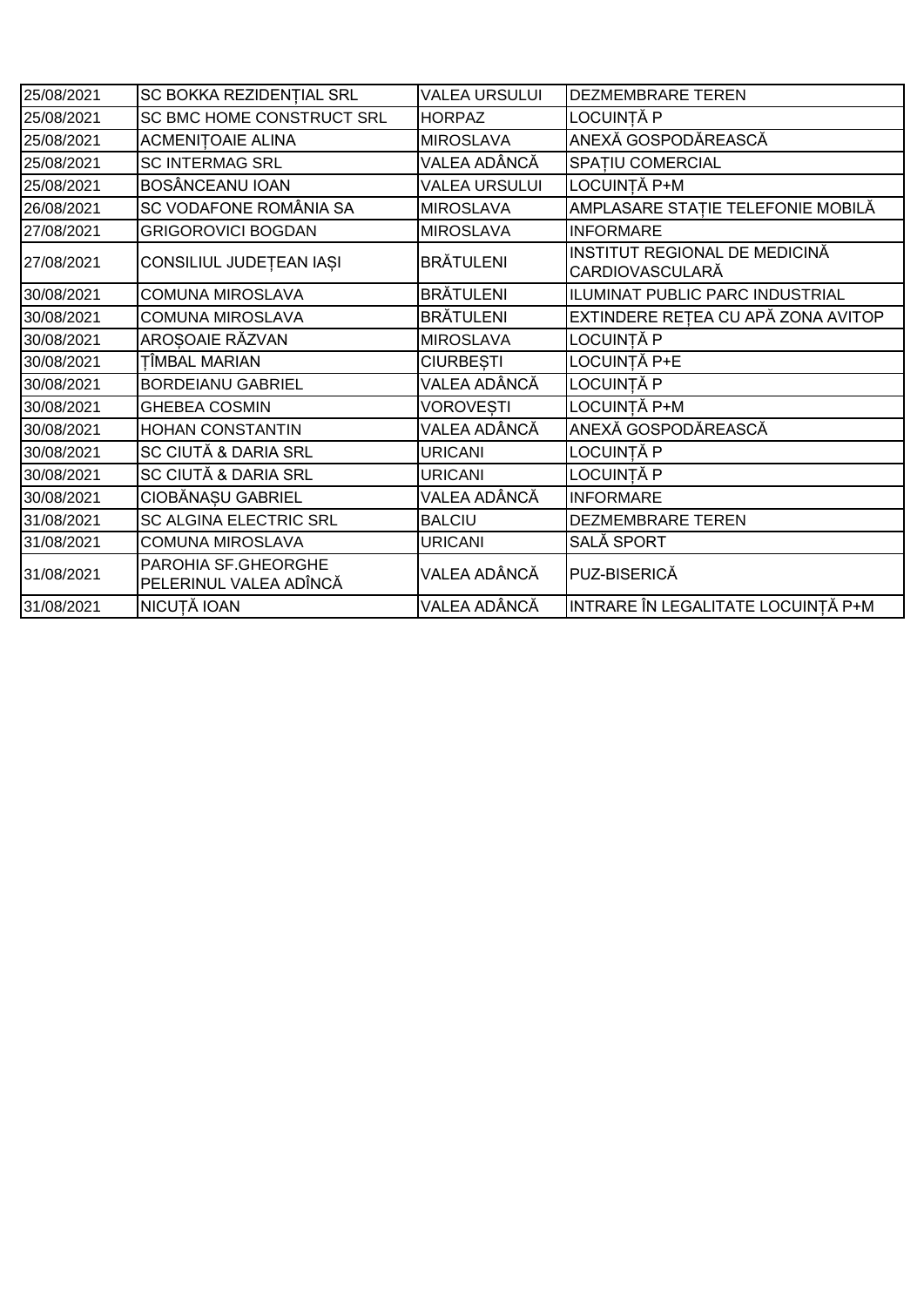| | | | |
|---|---|---|---|
| 25/08/2021 | SC BOKKA REZIDENȚIAL SRL | VALEA URSULUI | DEZMEMBRARE TEREN |
| 25/08/2021 | SC BMC HOME CONSTRUCT SRL | HORPAZ | LOCUINȚĂ P |
| 25/08/2021 | ACMENIȚOAIE ALINA | MIROSLAVA | ANEXĂ GOSPODĂREASCĂ |
| 25/08/2021 | SC INTERMAG SRL | VALEA ADÂNCĂ | SPAȚIU COMERCIAL |
| 25/08/2021 | BOSÂNCEANU IOAN | VALEA URSULUI | LOCUINȚĂ P+M |
| 26/08/2021 | SC VODAFONE ROMÂNIA SA | MIROSLAVA | AMPLASARE STAȚIE TELEFONIE MOBILĂ |
| 27/08/2021 | GRIGOROVICI BOGDAN | MIROSLAVA | INFORMARE |
| 27/08/2021 | CONSILIUL JUDEȚEAN IAȘI | BRĂTULENI | INSTITUT REGIONAL DE MEDICINĂ CARDIOVASCULARĂ |
| 30/08/2021 | COMUNA MIROSLAVA | BRĂTULENI | ILUMINAT PUBLIC PARC INDUSTRIAL |
| 30/08/2021 | COMUNA MIROSLAVA | BRĂTULENI | EXTINDERE REȚEA CU APĂ ZONA AVITOP |
| 30/08/2021 | AROȘOAIE RĂZVAN | MIROSLAVA | LOCUINȚĂ P |
| 30/08/2021 | ȚÎMBAL MARIAN | CIURBEȘTI | LOCUINȚĂ P+E |
| 30/08/2021 | BORDEIANU GABRIEL | VALEA ADÂNCĂ | LOCUINȚĂ P |
| 30/08/2021 | GHEBEA COSMIN | VOROVEȘTI | LOCUINȚĂ P+M |
| 30/08/2021 | HOHAN CONSTANTIN | VALEA ADÂNCĂ | ANEXĂ GOSPODĂREASCĂ |
| 30/08/2021 | SC CIUTĂ & DARIA SRL | URICANI | LOCUINȚĂ P |
| 30/08/2021 | SC CIUTĂ & DARIA SRL | URICANI | LOCUINȚĂ P |
| 30/08/2021 | CIOBĂNAȘU GABRIEL | VALEA ADÂNCĂ | INFORMARE |
| 31/08/2021 | SC ALGINA ELECTRIC SRL | BALCIU | DEZMEMBRARE TEREN |
| 31/08/2021 | COMUNA MIROSLAVA | URICANI | SALĂ SPORT |
| 31/08/2021 | PAROHIA SF.GHEORGHE PELERINUL VALEA ADÎNCĂ | VALEA ADÂNCĂ | PUZ-BISERICĂ |
| 31/08/2021 | NICUȚĂ IOAN | VALEA ADÂNCĂ | INTRARE ÎN LEGALITATE LOCUINȚĂ P+M |